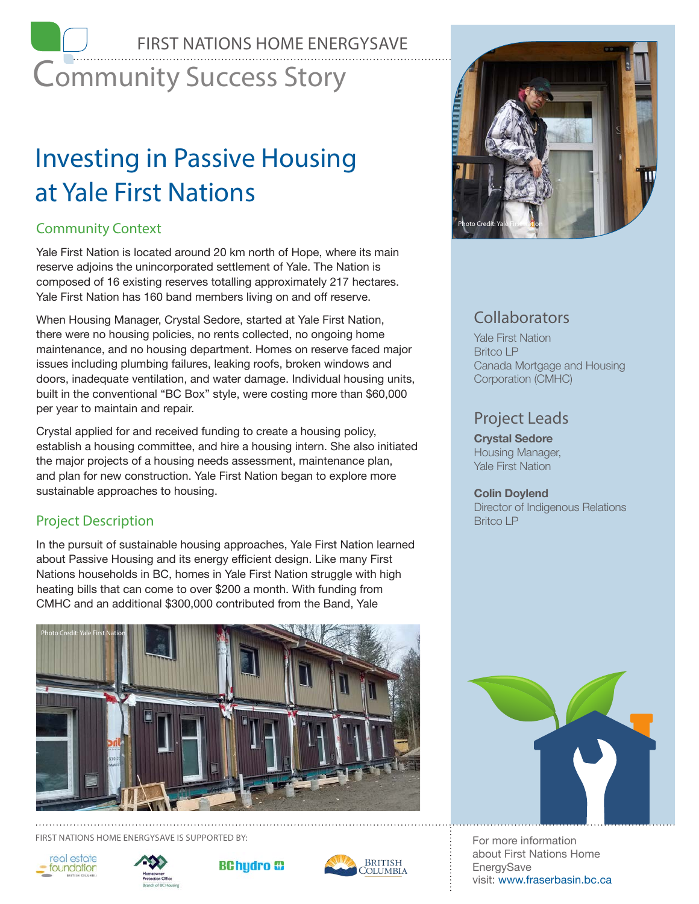FIRST NATIONS HOME ENERGYSAVE

# Community Success Story

## Investing in Passive Housing at Yale First Nations

### Community Context

Yale First Nation is located around 20 km north of Hope, where its main reserve adjoins the unincorporated settlement of Yale. The Nation is composed of 16 existing reserves totalling approximately 217 hectares. Yale First Nation has 160 band members living on and off reserve.

When Housing Manager, Crystal Sedore, started at Yale First Nation, there were no housing policies, no rents collected, no ongoing home maintenance, and no housing department. Homes on reserve faced major issues including plumbing failures, leaking roofs, broken windows and doors, inadequate ventilation, and water damage. Individual housing units, built in the conventional "BC Box" style, were costing more than $60,000 per year to maintain and repair.

Crystal applied for and received funding to create a housing policy, establish a housing committee, and hire a housing intern. She also initiated the major projects of a housing needs assessment, maintenance plan, and plan for new construction. Yale First Nation began to explore more sustainable approaches to housing.

### Project Description

In the pursuit of sustainable housing approaches, Yale First Nation learned about Passive Housing and its energy efficient design. Like many First Nations households in BC, homes in Yale First Nation struggle with high heating bills that can come to over $200 a month. With funding from CMHC and an additional $300,000 contributed from the Band, Yale

Photo Credit: Yale First Nation

Photo Credit: Yale First Nation

### Collaborators

Yale First Nation
Britco LP
Canada Mortgage and Housing Corporation (CMHC)

### Project Leads

**Crystal Sedore**
Housing Manager,
Yale First Nation

**Colin Doylend**
Director of Indigenous Relations
Britco LP

FIRST NATIONS HOME ENERGYSAVE IS SUPPORTED BY:

real estate foundation British Columbia · Homeowner Protection Office Branch of BC Housing · BC Hydro · British Columbia

For more information about First Nations Home EnergySave visit: www.fraserbasin.bc.ca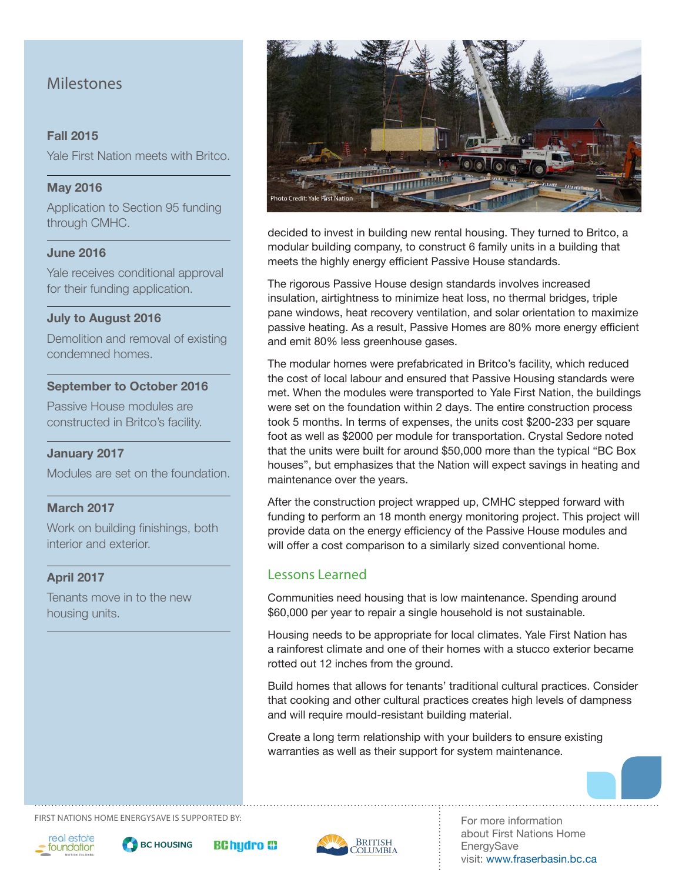## Milestones

**Fall 2015**

Yale First Nation meets with Britco.

**May 2016**

Application to Section 95 funding through CMHC.

**June 2016**

Yale receives conditional approval for their funding application.

**July to August 2016**

Demolition and removal of existing condemned homes.

**September to October 2016**

Passive House modules are constructed in Britco's facility.

**January 2017**

Modules are set on the foundation.

**March 2017**

Work on building finishings, both interior and exterior.

**April 2017**

Tenants move in to the new housing units.

Photo Credit: Yale First Nation

decided to invest in building new rental housing. They turned to Britco, a modular building company, to construct 6 family units in a building that meets the highly energy efficient Passive House standards.

The rigorous Passive House design standards involves increased insulation, airtightness to minimize heat loss, no thermal bridges, triple pane windows, heat recovery ventilation, and solar orientation to maximize passive heating. As a result, Passive Homes are 80% more energy efficient and emit 80% less greenhouse gases.

The modular homes were prefabricated in Britco's facility, which reduced the cost of local labour and ensured that Passive Housing standards were met. When the modules were transported to Yale First Nation, the buildings were set on the foundation within 2 days. The entire construction process took 5 months. In terms of expenses, the units cost $200-233 per square foot as well as $2000 per module for transportation. Crystal Sedore noted that the units were built for around $50,000 more than the typical "BC Box houses", but emphasizes that the Nation will expect savings in heating and maintenance over the years.

After the construction project wrapped up, CMHC stepped forward with funding to perform an 18 month energy monitoring project. This project will provide data on the energy efficiency of the Passive House modules and will offer a cost comparison to a similarly sized conventional home.

## Lessons Learned

Communities need housing that is low maintenance. Spending around $60,000 per year to repair a single household is not sustainable.

Housing needs to be appropriate for local climates. Yale First Nation has a rainforest climate and one of their homes with a stucco exterior became rotted out 12 inches from the ground.

Build homes that allows for tenants' traditional cultural practices. Consider that cooking and other cultural practices creates high levels of dampness and will require mould-resistant building material.

Create a long term relationship with your builders to ensure existing warranties as well as their support for system maintenance.

FIRST NATIONS HOME ENERGYSAVE IS SUPPORTED BY:

real estate foundation BRITISH COLUMBIA · BC HOUSING · BC hydro · BRITISH COLUMBIA

For more information about First Nations Home EnergySave visit: www.fraserbasin.bc.ca